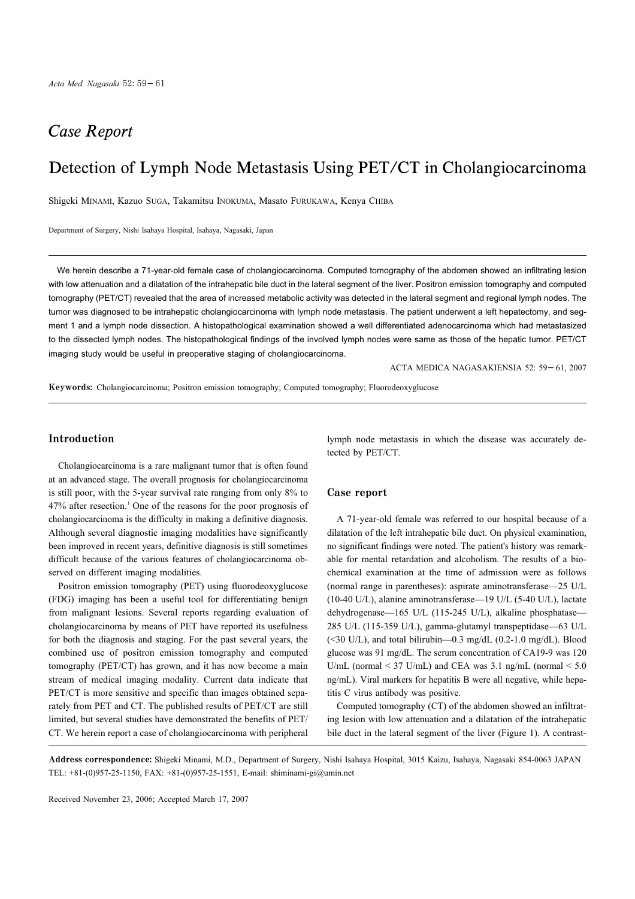*Case Report*

# Detection of Lymph Node Metastasis Using PET/CT in Cholangiocarcinoma

Shigeki MINAMI, Kazuo SUGA, Takamitsu INOKUMA, Masato FURUKAWA, Kenya CHIBA

Department of Surgery, Nishi Isahaya Hospital, Isahaya, Nagasaki, Japan

We herein describe a 71-year-old female case of cholangiocarcinoma. Computed tomography of the abdomen showed an infiltrating lesion with low attenuation and a dilatation of the intrahepatic bile duct in the lateral segment of the liver. Positron emission tomography and computed tomography (PET/CT) revealed that the area of increased metabolic activity was detected in the lateral segment and regional lymph nodes. The tumor was diagnosed to be intrahepatic cholangiocarcinoma with lymph node metastasis. The patient underwent a left hepatectomy, and segment 1 and a lymph node dissection. A histopathological examination showed a well differentiated adenocarcinoma which had metastasized to the dissected lymph nodes. The histopathological findings of the involved lymph nodes were same as those of the hepatic tumor. PET/CT imaging study would be useful in preoperative staging of cholangiocarcinoma.

ACTA MEDICA NAGASAKIENSIA 52: 59−61, 2007

**Keywords:** Cholangiocarcinoma; Positron emission tomography; Computed tomography; Fluorodeoxyglucose

## Introduction

Cholangiocarcinoma is a rare malignant tumor that is often found at an advanced stage. The overall prognosis for cholangiocarcinoma is still poor, with the 5-year survival rate ranging from only 8% to 47% after resection.[1] One of the reasons for the poor prognosis of cholangiocarcinoma is the difficulty in making a definitive diagnosis. Although several diagnostic imaging modalities have significantly been improved in recent years, definitive diagnosis is still sometimes difficult because of the various features of cholangiocarcinoma observed on different imaging modalities.

Positron emission tomography (PET) using fluorodeoxyglucose (FDG) imaging has been a useful tool for differentiating benign from malignant lesions. Several reports regarding evaluation of cholangiocarcinoma by means of PET have reported its usefulness for both the diagnosis and staging. For the past several years, the combined use of positron emission tomography and computed tomography (PET/CT) has grown, and it has now become a main stream of medical imaging modality. Current data indicate that PET/CT is more sensitive and specific than images obtained separately from PET and CT. The published results of PET/CT are still limited, but several studies have demonstrated the benefits of PET/CT. We herein report a case of cholangiocarcinoma with peripheral lymph node metastasis in which the disease was accurately detected by PET/CT.

## Case report

A 71-year-old female was referred to our hospital because of a dilatation of the left intrahepatic bile duct. On physical examination, no significant findings were noted. The patient's history was remarkable for mental retardation and alcoholism. The results of a biochemical examination at the time of admission were as follows (normal range in parentheses): aspirate aminotransferase—25 U/L (10-40 U/L), alanine aminotransferase—19 U/L (5-40 U/L), lactate dehydrogenase—165 U/L (115-245 U/L), alkaline phosphatase—285 U/L (115-359 U/L), gamma-glutamyl transpeptidase—63 U/L (<30 U/L), and total bilirubin—0.3 mg/dL (0.2-1.0 mg/dL). Blood glucose was 91 mg/dL. The serum concentration of CA19-9 was 120 U/mL (normal < 37 U/mL) and CEA was 3.1 ng/mL (normal < 5.0 ng/mL). Viral markers for hepatitis B were all negative, while hepatitis C virus antibody was positive.

Computed tomography (CT) of the abdomen showed an infiltrating lesion with low attenuation and a dilatation of the intrahepatic bile duct in the lateral segment of the liver (Figure 1). A contrast-

**Address correspondence:** Shigeki Minami, M.D., Department of Surgery, Nishi Isahaya Hospital, 3015 Kaizu, Isahaya, Nagasaki 854-0063 JAPAN TEL: +81-(0)957-25-1150, FAX: +81-(0)957-25-1551, E-mail: shiminami-gi@umin.net

Received November 23, 2006; Accepted March 17, 2007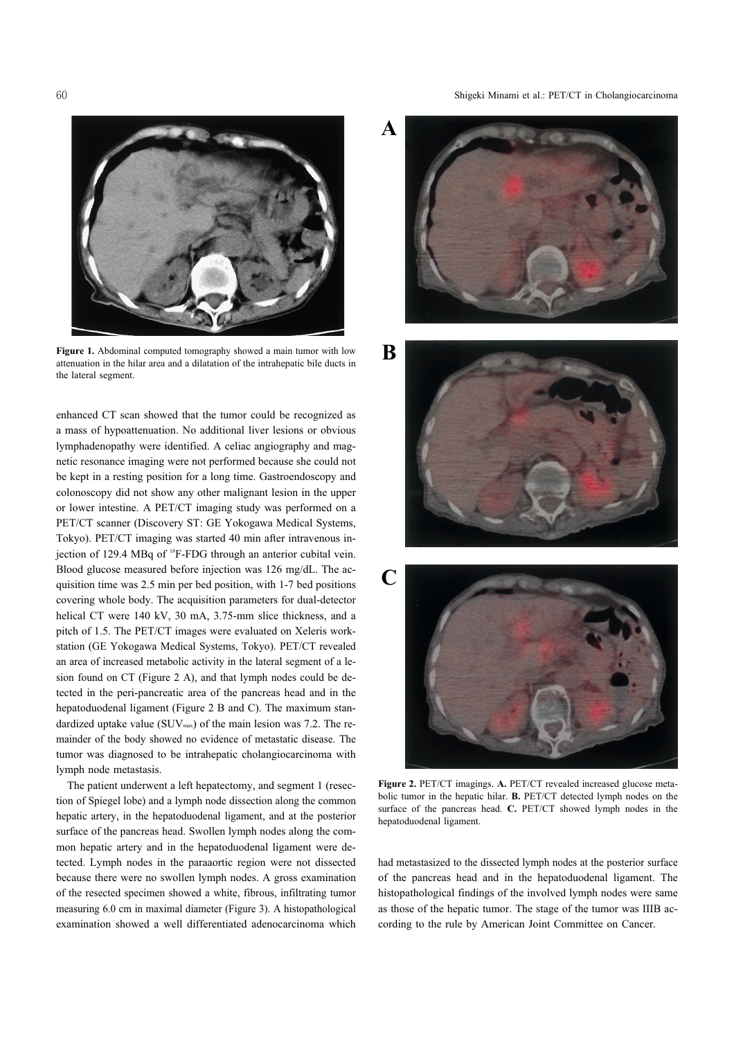**Figure 1.** Abdominal computed tomography showed a main tumor with low attenuation in the hilar area and a dilatation of the intrahepatic bile ducts in the lateral segment.

enhanced CT scan showed that the tumor could be recognized as a mass of hypoattenuation. No additional liver lesions or obvious lymphadenopathy were identified. A celiac angiography and magnetic resonance imaging were not performed because she could not be kept in a resting position for a long time. Gastroendoscopy and colonoscopy did not show any other malignant lesion in the upper or lower intestine. A PET/CT imaging study was performed on a PET/CT scanner (Discovery ST: GE Yokogawa Medical Systems, Tokyo). PET/CT imaging was started 40 min after intravenous injection of 129.4 MBq of $^{18}$F-FDG through an anterior cubital vein. Blood glucose measured before injection was 126 mg/dL. The acquisition time was 2.5 min per bed position, with 1-7 bed positions covering whole body. The acquisition parameters for dual-detector helical CT were 140 kV, 30 mA, 3.75-mm slice thickness, and a pitch of 1.5. The PET/CT images were evaluated on Xeleris workstation (GE Yokogawa Medical Systems, Tokyo). PET/CT revealed an area of increased metabolic activity in the lateral segment of a lesion found on CT (Figure 2 A), and that lymph nodes could be detected in the peri-pancreatic area of the pancreas head and in the hepatoduodenal ligament (Figure 2 B and C). The maximum standardized uptake value ($SUV_{max}$) of the main lesion was 7.2. The remainder of the body showed no evidence of metastatic disease. The tumor was diagnosed to be intrahepatic cholangiocarcinoma with lymph node metastasis.

The patient underwent a left hepatectomy, and segment 1 (resection of Spiegel lobe) and a lymph node dissection along the common hepatic artery, in the hepatoduodenal ligament, and at the posterior surface of the pancreas head. Swollen lymph nodes along the common hepatic artery and in the hepatoduodenal ligament were detected. Lymph nodes in the paraaortic region were not dissected because there were no swollen lymph nodes. A gross examination of the resected specimen showed a white, fibrous, infiltrating tumor measuring 6.0 cm in maximal diameter (Figure 3). A histopathological examination showed a well differentiated adenocarcinoma which had metastasized to the dissected lymph nodes at the posterior surface of the pancreas head and in the hepatoduodenal ligament. The histopathological findings of the involved lymph nodes were same as those of the hepatic tumor. The stage of the tumor was IIIB according to the rule by American Joint Committee on Cancer.

**Figure 2.** PET/CT imagings. **A.** PET/CT revealed increased glucose metabolic tumor in the hepatic hilar. **B.** PET/CT detected lymph nodes on the surface of the pancreas head. **C.** PET/CT showed lymph nodes in the hepatoduodenal ligament.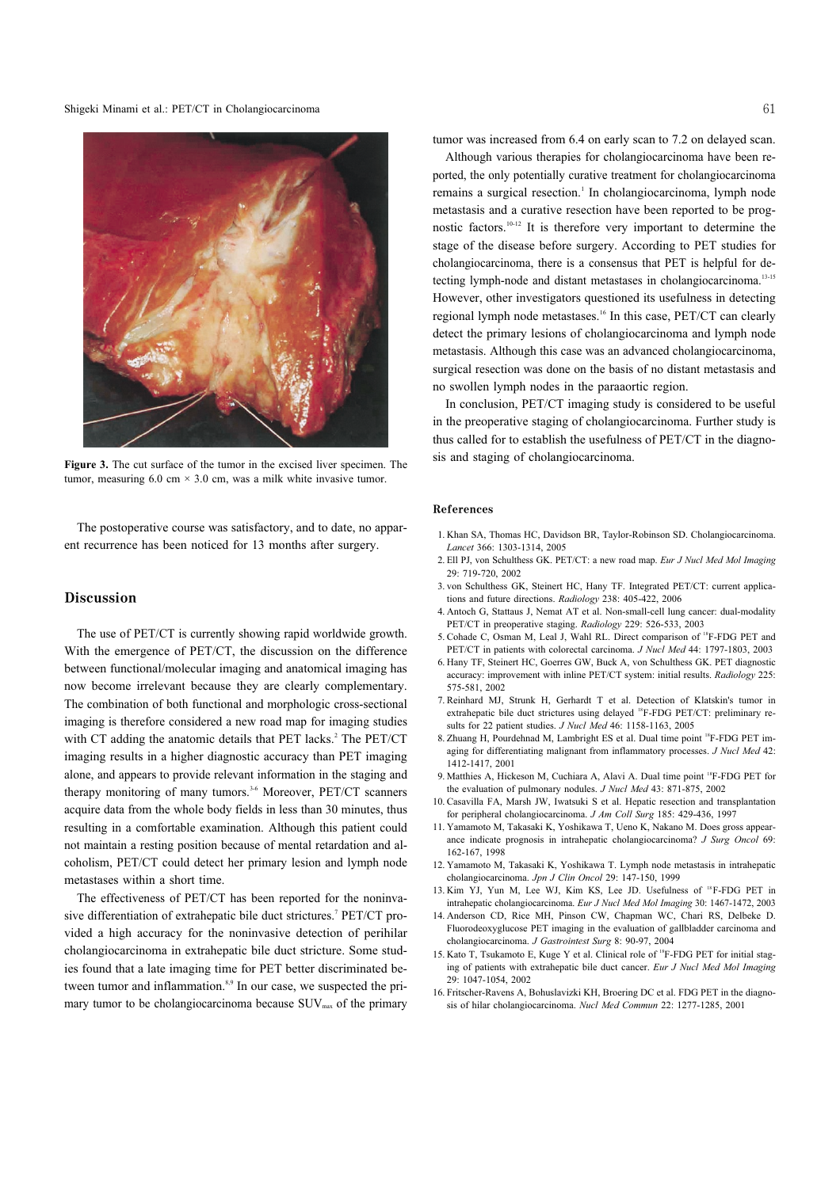**Figure 3.** The cut surface of the tumor in the excised liver specimen. The tumor, measuring 6.0 cm × 3.0 cm, was a milk white invasive tumor.

The postoperative course was satisfactory, and to date, no apparent recurrence has been noticed for 13 months after surgery.

## Discussion

The use of PET/CT is currently showing rapid worldwide growth. With the emergence of PET/CT, the discussion on the difference between functional/molecular imaging and anatomical imaging has now become irrelevant because they are clearly complementary. The combination of both functional and morphologic cross-sectional imaging is therefore considered a new road map for imaging studies with CT adding the anatomic details that PET lacks.[2] The PET/CT imaging results in a higher diagnostic accuracy than PET imaging alone, and appears to provide relevant information in the staging and therapy monitoring of many tumors.[3-6] Moreover, PET/CT scanners acquire data from the whole body fields in less than 30 minutes, thus resulting in a comfortable examination. Although this patient could not maintain a resting position because of mental retardation and alcoholism, PET/CT could detect her primary lesion and lymph node metastases within a short time.

The effectiveness of PET/CT has been reported for the noninvasive differentiation of extrahepatic bile duct strictures.[7] PET/CT provided a high accuracy for the noninvasive detection of perihilar cholangiocarcinoma in extrahepatic bile duct stricture. Some studies found that a late imaging time for PET better discriminated between tumor and inflammation.[8,9] In our case, we suspected the primary tumor to be cholangiocarcinoma because $SUV_{max}$ of the primary tumor was increased from 6.4 on early scan to 7.2 on delayed scan.

Although various therapies for cholangiocarcinoma have been reported, the only potentially curative treatment for cholangiocarcinoma remains a surgical resection.[1] In cholangiocarcinoma, lymph node metastasis and a curative resection have been reported to be prognostic factors.[10-12] It is therefore very important to determine the stage of the disease before surgery. According to PET studies for cholangiocarcinoma, there is a consensus that PET is helpful for detecting lymph-node and distant metastases in cholangiocarcinoma.[13-15] However, other investigators questioned its usefulness in detecting regional lymph node metastases.[16] In this case, PET/CT can clearly detect the primary lesions of cholangiocarcinoma and lymph node metastasis. Although this case was an advanced cholangiocarcinoma, surgical resection was done on the basis of no distant metastasis and no swollen lymph nodes in the paraaortic region.

In conclusion, PET/CT imaging study is considered to be useful in the preoperative staging of cholangiocarcinoma. Further study is thus called for to establish the usefulness of PET/CT in the diagnosis and staging of cholangiocarcinoma.

### References

1. Khan SA, Thomas HC, Davidson BR, Taylor-Robinson SD. Cholangiocarcinoma. *Lancet* 366: 1303-1314, 2005
2. Ell PJ, von Schulthess GK. PET/CT: a new road map. *Eur J Nucl Med Mol Imaging* 29: 719-720, 2002
3. von Schulthess GK, Steinert HC, Hany TF. Integrated PET/CT: current applications and future directions. *Radiology* 238: 405-422, 2006
4. Antoch G, Stattaus J, Nemat AT et al. Non-small-cell lung cancer: dual-modality PET/CT in preoperative staging. *Radiology* 229: 526-533, 2003
5. Cohade C, Osman M, Leal J, Wahl RL. Direct comparison of $^{18}$F-FDG PET and PET/CT in patients with colorectal carcinoma. *J Nucl Med* 44: 1797-1803, 2003
6. Hany TF, Steinert HC, Goerres GW, Buck A, von Schulthess GK. PET diagnostic accuracy: improvement with inline PET/CT system: initial results. *Radiology* 225: 575-581, 2002
7. Reinhard MJ, Strunk H, Gerhardt T et al. Detection of Klatskin's tumor in extrahepatic bile duct strictures using delayed $^{18}$F-FDG PET/CT: preliminary results for 22 patient studies. *J Nucl Med* 46: 1158-1163, 2005
8. Zhuang H, Pourdehnad M, Lambright ES et al. Dual time point $^{18}$F-FDG PET imaging for differentiating malignant from inflammatory processes. *J Nucl Med* 42: 1412-1417, 2001
9. Matthies A, Hickeson M, Cuchiara A, Alavi A. Dual time point $^{18}$F-FDG PET for the evaluation of pulmonary nodules. *J Nucl Med* 43: 871-875, 2002
10. Casavilla FA, Marsh JW, Iwatsuki S et al. Hepatic resection and transplantation for peripheral cholangiocarcinoma. *J Am Coll Surg* 185: 429-436, 1997
11. Yamamoto M, Takasaki K, Yoshikawa T, Ueno K, Nakano M. Does gross appearance indicate prognosis in intrahepatic cholangiocarcinoma? *J Surg Oncol* 69: 162-167, 1998
12. Yamamoto M, Takasaki K, Yoshikawa T. Lymph node metastasis in intrahepatic cholangiocarcinoma. *Jpn J Clin Oncol* 29: 147-150, 1999
13. Kim YJ, Yun M, Lee WJ, Kim KS, Lee JD. Usefulness of $^{18}$F-FDG PET in intrahepatic cholangiocarcinoma. *Eur J Nucl Med Mol Imaging* 30: 1467-1472, 2003
14. Anderson CD, Rice MH, Pinson CW, Chapman WC, Chari RS, Delbeke D. Fluorodeoxyglucose PET imaging in the evaluation of gallbladder carcinoma and cholangiocarcinoma. *J Gastrointest Surg* 8: 90-97, 2004
15. Kato T, Tsukamoto E, Kuge Y et al. Clinical role of $^{18}$F-FDG PET for initial staging of patients with extrahepatic bile duct cancer. *Eur J Nucl Med Mol Imaging* 29: 1047-1054, 2002
16. Fritscher-Ravens A, Bohuslavizki KH, Broering DC et al. FDG PET in the diagnosis of hilar cholangiocarcinoma. *Nucl Med Commun* 22: 1277-1285, 2001